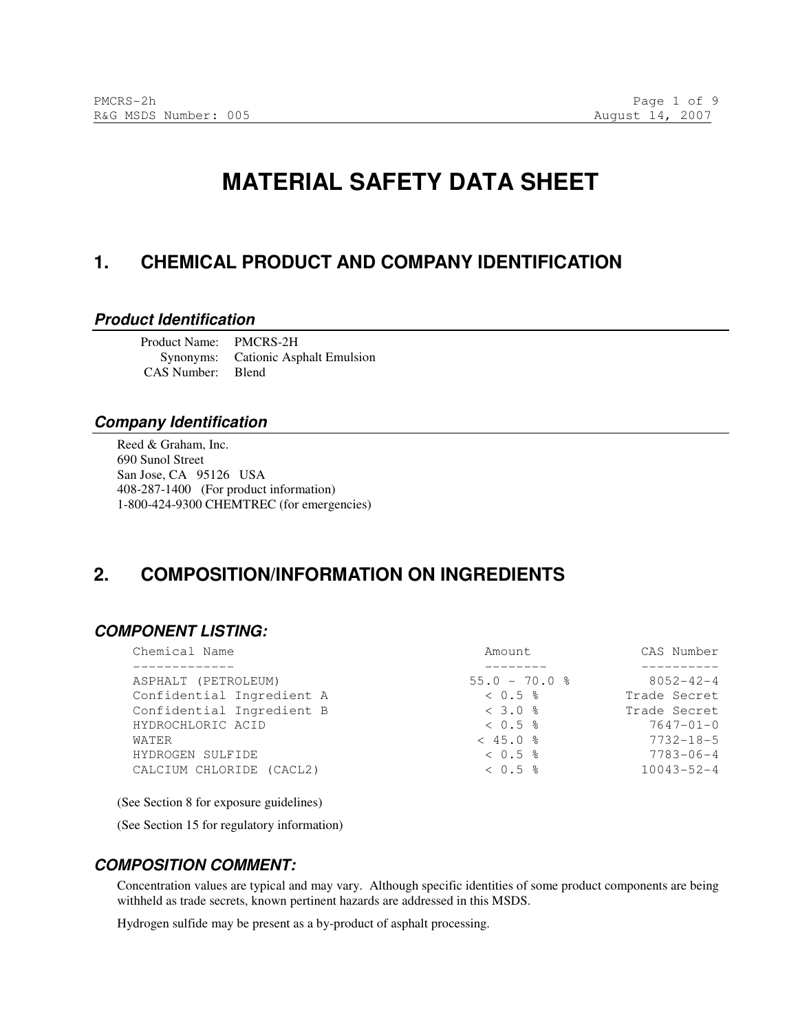# MATERIAL SAFETY DATA SHEET

## 1. CHEMICAL PRODUCT AND COMPANY IDENTIFICATION

### *Product Identification*

Product Name: PMCRS-2H
Synonyms: Cationic Asphalt Emulsion
CAS Number: Blend

### *Company Identification*

Reed & Graham, Inc.
690 Sunol Street
San Jose, CA 95126 USA
408-287-1400 (For product information)
1-800-424-9300 CHEMTREC (for emergencies)

## 2. COMPOSITION/INFORMATION ON INGREDIENTS

### *COMPONENT LISTING:*

| Chemical Name | Amount | CAS Number |
|---|---|---|
| ASPHALT (PETROLEUM) | 55.0 - 70.0 % | 8052-42-4 |
| Confidential Ingredient A | < 0.5 % | Trade Secret |
| Confidential Ingredient B | < 3.0 % | Trade Secret |
| HYDROCHLORIC ACID | < 0.5 % | 7647-01-0 |
| WATER | < 45.0 % | 7732-18-5 |
| HYDROGEN SULFIDE | < 0.5 % | 7783-06-4 |
| CALCIUM CHLORIDE (CACL2) | < 0.5 % | 10043-52-4 |

(See Section 8 for exposure guidelines)

(See Section 15 for regulatory information)

### *COMPOSITION COMMENT:*

Concentration values are typical and may vary. Although specific identities of some product components are being withheld as trade secrets, known pertinent hazards are addressed in this MSDS.

Hydrogen sulfide may be present as a by-product of asphalt processing.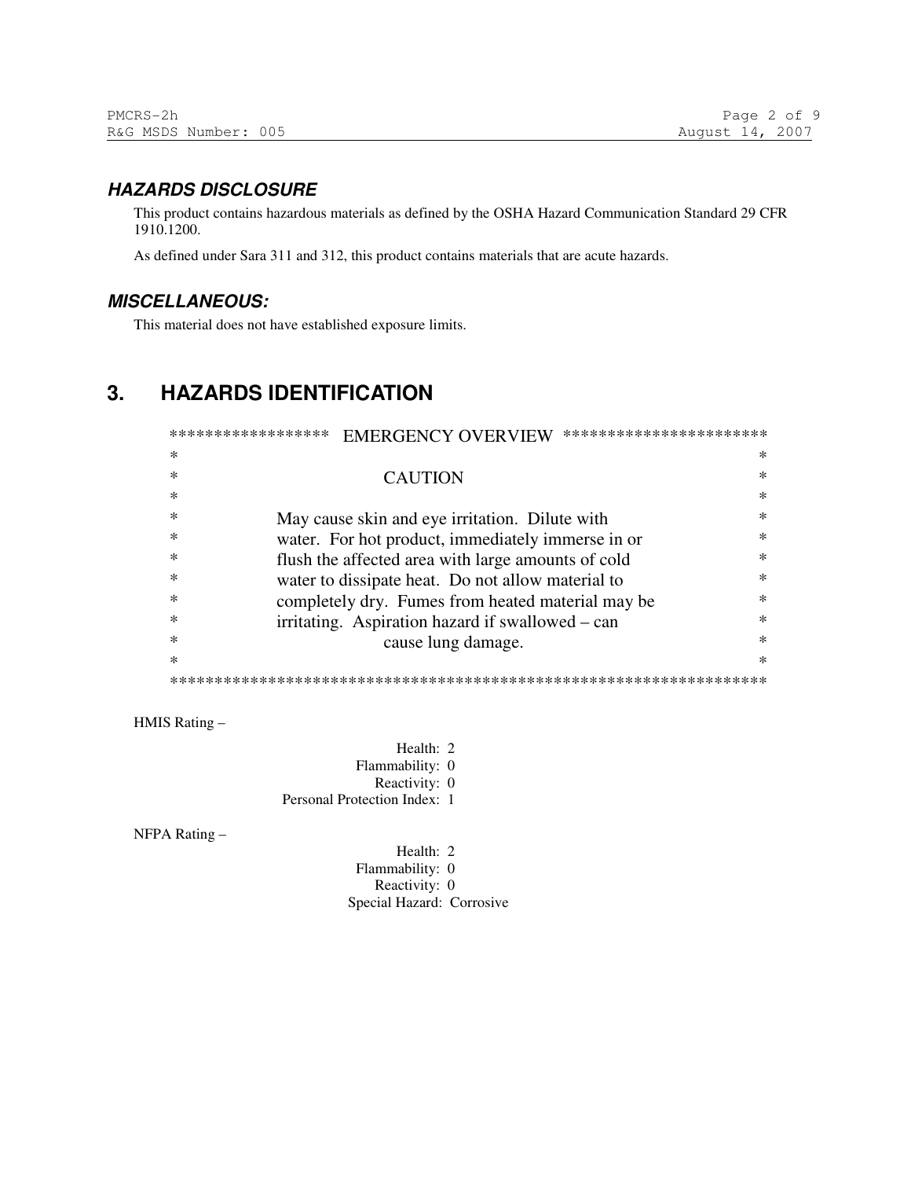### *HAZARDS DISCLOSURE*

This product contains hazardous materials as defined by the OSHA Hazard Communication Standard 29 CFR 1910.1200.

As defined under Sara 311 and 312, this product contains materials that are acute hazards.

### *MISCELLANEOUS:*

This material does not have established exposure limits.

## 3. HAZARDS IDENTIFICATION

```
******************  EMERGENCY OVERVIEW  ***********************
*                                                             *
*                          CAUTION                            *
*                                                             *
*     May cause skin and eye irritation.  Dilute with         *
*     water.  For hot product, immediately immerse in or      *
*     flush the affected area with large amounts of cold      *
*     water to dissipate heat.  Do not allow material to      *
*     completely dry.  Fumes from heated material may be      *
*     irritating.  Aspiration hazard if swallowed – can       *
*                     cause lung damage.                      *
*                                                             *
***************************************************************
```

HMIS Rating –

Health: 2
Flammability: 0
Reactivity: 0
Personal Protection Index: 1

NFPA Rating –

Health: 2
Flammability: 0
Reactivity: 0
Special Hazard: Corrosive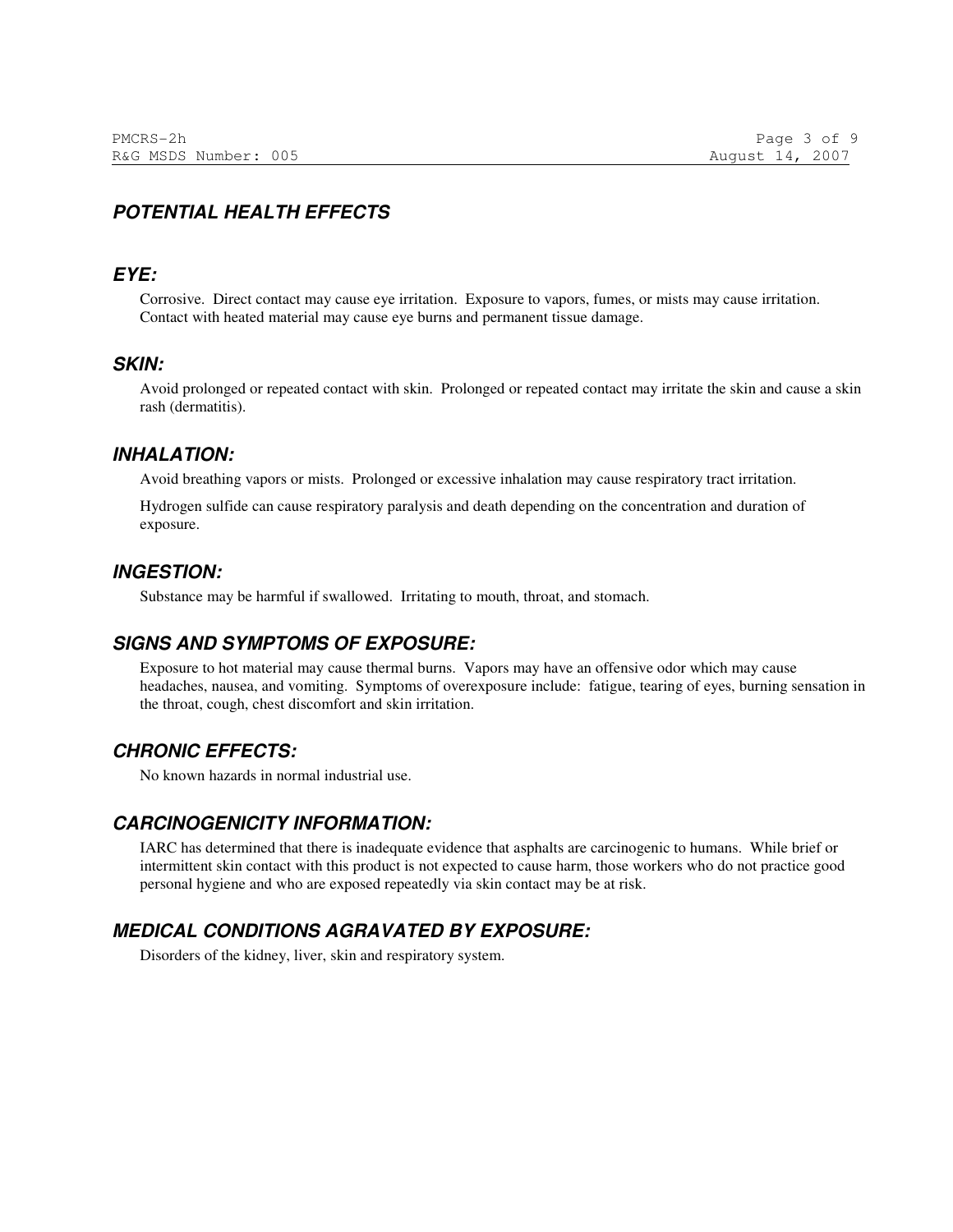## POTENTIAL HEALTH EFFECTS

### EYE:

Corrosive. Direct contact may cause eye irritation. Exposure to vapors, fumes, or mists may cause irritation. Contact with heated material may cause eye burns and permanent tissue damage.

### SKIN:

Avoid prolonged or repeated contact with skin. Prolonged or repeated contact may irritate the skin and cause a skin rash (dermatitis).

### INHALATION:

Avoid breathing vapors or mists. Prolonged or excessive inhalation may cause respiratory tract irritation.

Hydrogen sulfide can cause respiratory paralysis and death depending on the concentration and duration of exposure.

### INGESTION:

Substance may be harmful if swallowed. Irritating to mouth, throat, and stomach.

### SIGNS AND SYMPTOMS OF EXPOSURE:

Exposure to hot material may cause thermal burns. Vapors may have an offensive odor which may cause headaches, nausea, and vomiting. Symptoms of overexposure include: fatigue, tearing of eyes, burning sensation in the throat, cough, chest discomfort and skin irritation.

### CHRONIC EFFECTS:

No known hazards in normal industrial use.

### CARCINOGENICITY INFORMATION:

IARC has determined that there is inadequate evidence that asphalts are carcinogenic to humans. While brief or intermittent skin contact with this product is not expected to cause harm, those workers who do not practice good personal hygiene and who are exposed repeatedly via skin contact may be at risk.

### MEDICAL CONDITIONS AGRAVATED BY EXPOSURE:

Disorders of the kidney, liver, skin and respiratory system.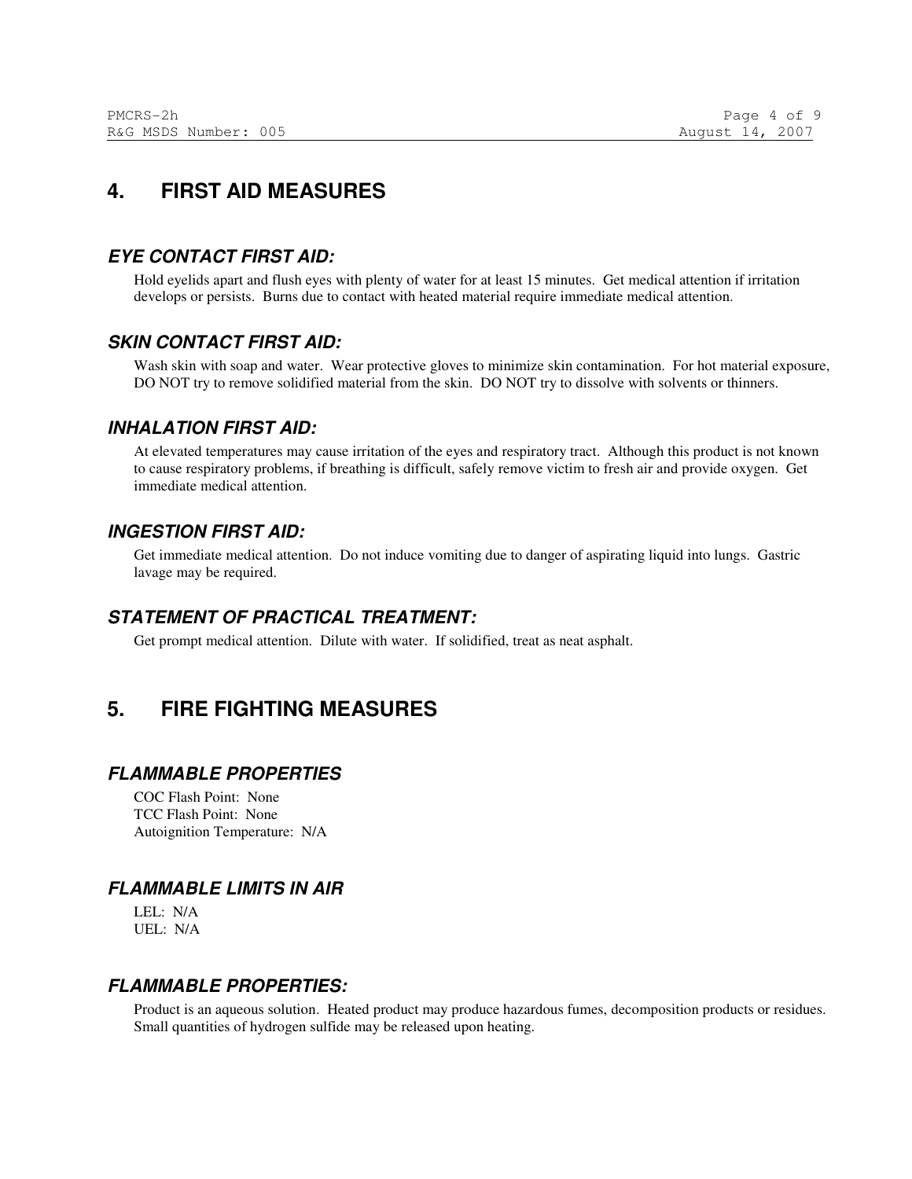## 4. FIRST AID MEASURES

### *EYE CONTACT FIRST AID:*

Hold eyelids apart and flush eyes with plenty of water for at least 15 minutes. Get medical attention if irritation develops or persists. Burns due to contact with heated material require immediate medical attention.

### *SKIN CONTACT FIRST AID:*

Wash skin with soap and water. Wear protective gloves to minimize skin contamination. For hot material exposure, DO NOT try to remove solidified material from the skin. DO NOT try to dissolve with solvents or thinners.

### *INHALATION FIRST AID:*

At elevated temperatures may cause irritation of the eyes and respiratory tract. Although this product is not known to cause respiratory problems, if breathing is difficult, safely remove victim to fresh air and provide oxygen. Get immediate medical attention.

### *INGESTION FIRST AID:*

Get immediate medical attention. Do not induce vomiting due to danger of aspirating liquid into lungs. Gastric lavage may be required.

### *STATEMENT OF PRACTICAL TREATMENT:*

Get prompt medical attention. Dilute with water. If solidified, treat as neat asphalt.

## 5. FIRE FIGHTING MEASURES

### *FLAMMABLE PROPERTIES*

COC Flash Point: None
TCC Flash Point: None
Autoignition Temperature: N/A

### *FLAMMABLE LIMITS IN AIR*

LEL: N/A
UEL: N/A

### *FLAMMABLE PROPERTIES:*

Product is an aqueous solution. Heated product may produce hazardous fumes, decomposition products or residues. Small quantities of hydrogen sulfide may be released upon heating.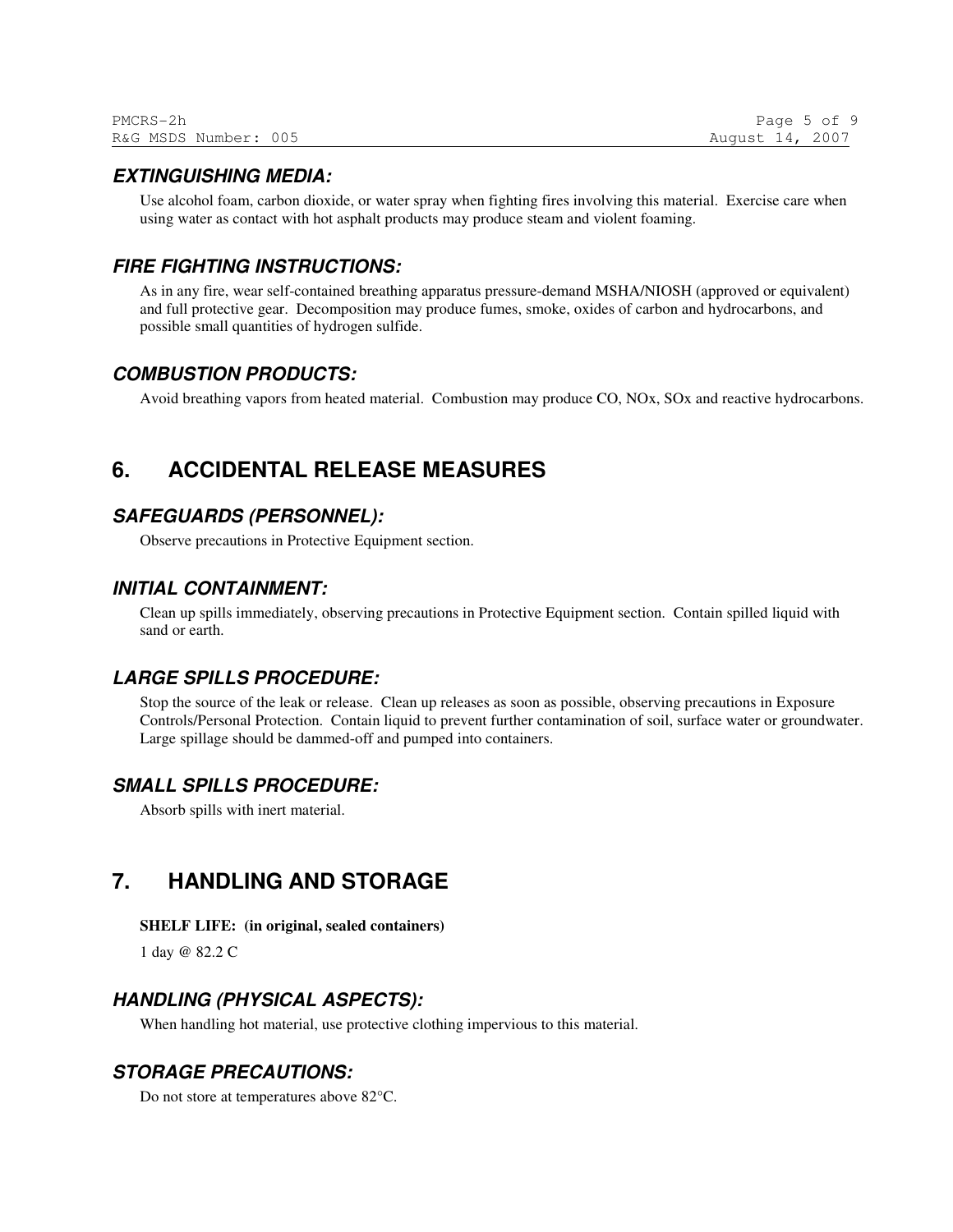### *EXTINGUISHING MEDIA:*

Use alcohol foam, carbon dioxide, or water spray when fighting fires involving this material. Exercise care when using water as contact with hot asphalt products may produce steam and violent foaming.

### *FIRE FIGHTING INSTRUCTIONS:*

As in any fire, wear self-contained breathing apparatus pressure-demand MSHA/NIOSH (approved or equivalent) and full protective gear. Decomposition may produce fumes, smoke, oxides of carbon and hydrocarbons, and possible small quantities of hydrogen sulfide.

### *COMBUSTION PRODUCTS:*

Avoid breathing vapors from heated material. Combustion may produce CO, NOx, SOx and reactive hydrocarbons.

## 6. ACCIDENTAL RELEASE MEASURES

### *SAFEGUARDS (PERSONNEL):*

Observe precautions in Protective Equipment section.

### *INITIAL CONTAINMENT:*

Clean up spills immediately, observing precautions in Protective Equipment section. Contain spilled liquid with sand or earth.

### *LARGE SPILLS PROCEDURE:*

Stop the source of the leak or release. Clean up releases as soon as possible, observing precautions in Exposure Controls/Personal Protection. Contain liquid to prevent further contamination of soil, surface water or groundwater. Large spillage should be dammed-off and pumped into containers.

### *SMALL SPILLS PROCEDURE:*

Absorb spills with inert material.

## 7. HANDLING AND STORAGE

**SHELF LIFE: (in original, sealed containers)**

1 day @ 82.2 C

### *HANDLING (PHYSICAL ASPECTS):*

When handling hot material, use protective clothing impervious to this material.

### *STORAGE PRECAUTIONS:*

Do not store at temperatures above 82°C.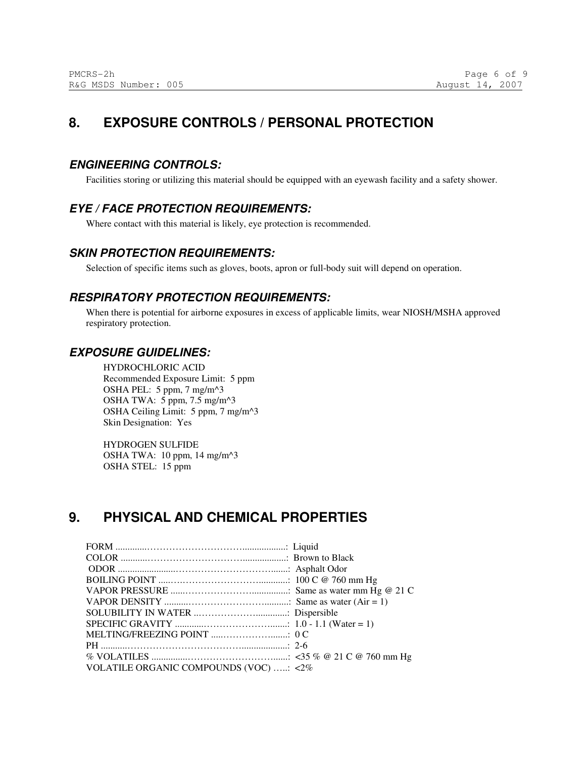## 8. EXPOSURE CONTROLS / PERSONAL PROTECTION

### *ENGINEERING CONTROLS:*

Facilities storing or utilizing this material should be equipped with an eyewash facility and a safety shower.

### *EYE / FACE PROTECTION REQUIREMENTS:*

Where contact with this material is likely, eye protection is recommended.

### *SKIN PROTECTION REQUIREMENTS:*

Selection of specific items such as gloves, boots, apron or full-body suit will depend on operation.

### *RESPIRATORY PROTECTION REQUIREMENTS:*

When there is potential for airborne exposures in excess of applicable limits, wear NIOSH/MSHA approved respiratory protection.

### *EXPOSURE GUIDELINES:*

HYDROCHLORIC ACID
Recommended Exposure Limit: 5 ppm
OSHA PEL: 5 ppm, 7 mg/m^3
OSHA TWA: 5 ppm, 7.5 mg/m^3
OSHA Ceiling Limit: 5 ppm, 7 mg/m^3
Skin Designation: Yes

HYDROGEN SULFIDE
OSHA TWA: 10 ppm, 14 mg/m^3
OSHA STEL: 15 ppm

## 9. PHYSICAL AND CHEMICAL PROPERTIES

| | |
|---|---|
| FORM | Liquid |
| COLOR | Brown to Black |
| ODOR | Asphalt Odor |
| BOILING POINT | 100 C @ 760 mm Hg |
| VAPOR PRESSURE | Same as water mm Hg @ 21 C |
| VAPOR DENSITY | Same as water (Air = 1) |
| SOLUBILITY IN WATER | Dispersible |
| SPECIFIC GRAVITY | 1.0 - 1.1 (Water = 1) |
| MELTING/FREEZING POINT | 0 C |
| PH | 2-6 |
| % VOLATILES | <35 % @ 21 C @ 760 mm Hg |
| VOLATILE ORGANIC COMPOUNDS (VOC) | <2% |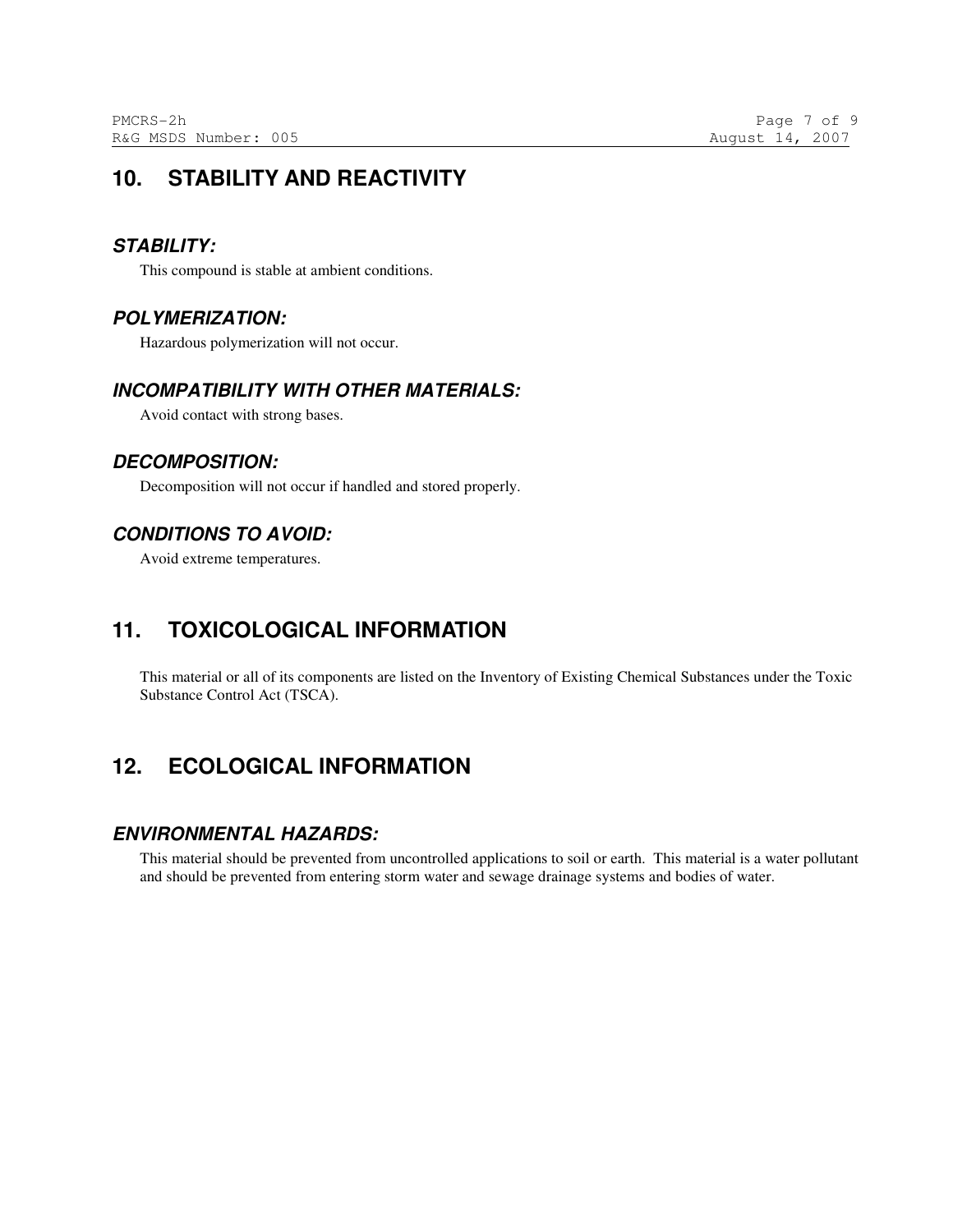## 10. STABILITY AND REACTIVITY

### *STABILITY:*

This compound is stable at ambient conditions.

### *POLYMERIZATION:*

Hazardous polymerization will not occur.

### *INCOMPATIBILITY WITH OTHER MATERIALS:*

Avoid contact with strong bases.

### *DECOMPOSITION:*

Decomposition will not occur if handled and stored properly.

### *CONDITIONS TO AVOID:*

Avoid extreme temperatures.

## 11. TOXICOLOGICAL INFORMATION

This material or all of its components are listed on the Inventory of Existing Chemical Substances under the Toxic Substance Control Act (TSCA).

## 12. ECOLOGICAL INFORMATION

### *ENVIRONMENTAL HAZARDS:*

This material should be prevented from uncontrolled applications to soil or earth. This material is a water pollutant and should be prevented from entering storm water and sewage drainage systems and bodies of water.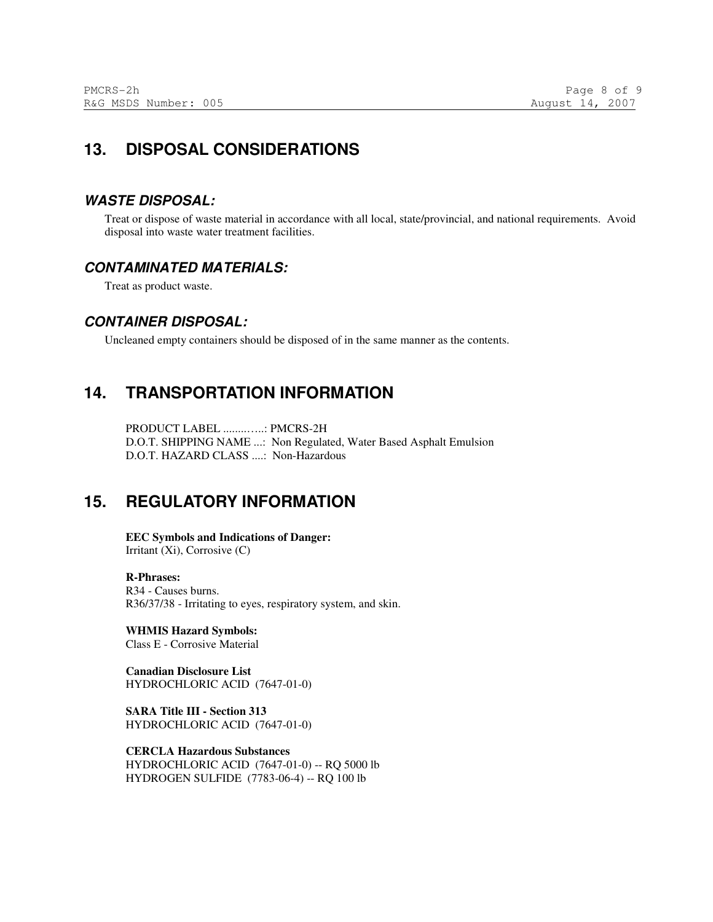## 13. DISPOSAL CONSIDERATIONS

### *WASTE DISPOSAL:*

Treat or dispose of waste material in accordance with all local, state/provincial, and national requirements. Avoid disposal into waste water treatment facilities.

### *CONTAMINATED MATERIALS:*

Treat as product waste.

### *CONTAINER DISPOSAL:*

Uncleaned empty containers should be disposed of in the same manner as the contents.

## 14. TRANSPORTATION INFORMATION

PRODUCT LABEL .........…..: PMCRS-2H
D.O.T. SHIPPING NAME ...: Non Regulated, Water Based Asphalt Emulsion
D.O.T. HAZARD CLASS ....: Non-Hazardous

## 15. REGULATORY INFORMATION

**EEC Symbols and Indications of Danger:**
Irritant (Xi), Corrosive (C)

**R-Phrases:**
R34 - Causes burns.
R36/37/38 - Irritating to eyes, respiratory system, and skin.

**WHMIS Hazard Symbols:**
Class E - Corrosive Material

**Canadian Disclosure List**
HYDROCHLORIC ACID (7647-01-0)

**SARA Title III - Section 313**
HYDROCHLORIC ACID (7647-01-0)

**CERCLA Hazardous Substances**
HYDROCHLORIC ACID (7647-01-0) -- RQ 5000 lb
HYDROGEN SULFIDE (7783-06-4) -- RQ 100 lb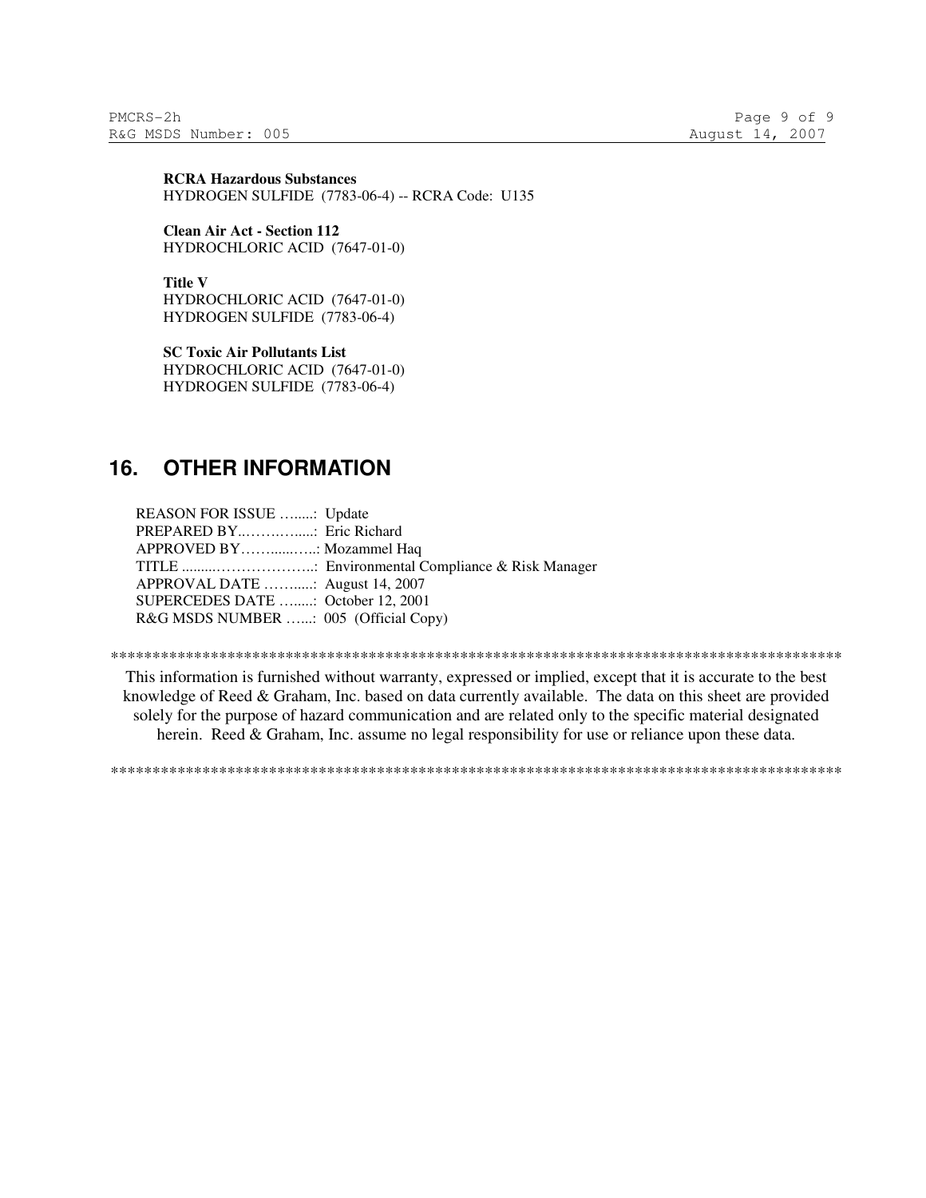**RCRA Hazardous Substances**
HYDROGEN SULFIDE (7783-06-4) -- RCRA Code: U135

**Clean Air Act - Section 112**
HYDROCHLORIC ACID (7647-01-0)

**Title V**
HYDROCHLORIC ACID (7647-01-0)
HYDROGEN SULFIDE (7783-06-4)

**SC Toxic Air Pollutants List**
HYDROCHLORIC ACID (7647-01-0)
HYDROGEN SULFIDE (7783-06-4)

## 16. OTHER INFORMATION

REASON FOR ISSUE …......: Update
PREPARED BY...…….….....: Eric Richard
APPROVED BY……......…..: Mozammel Haq
TITLE .........………………..: Environmental Compliance & Risk Manager
APPROVAL DATE ……......: August 14, 2007
SUPERCEDES DATE …......: October 12, 2001
R&G MSDS NUMBER …...: 005 (Official Copy)

*********************************************************************************************

This information is furnished without warranty, expressed or implied, except that it is accurate to the best knowledge of Reed & Graham, Inc. based on data currently available. The data on this sheet are provided solely for the purpose of hazard communication and are related only to the specific material designated herein. Reed & Graham, Inc. assume no legal responsibility for use or reliance upon these data.

*********************************************************************************************